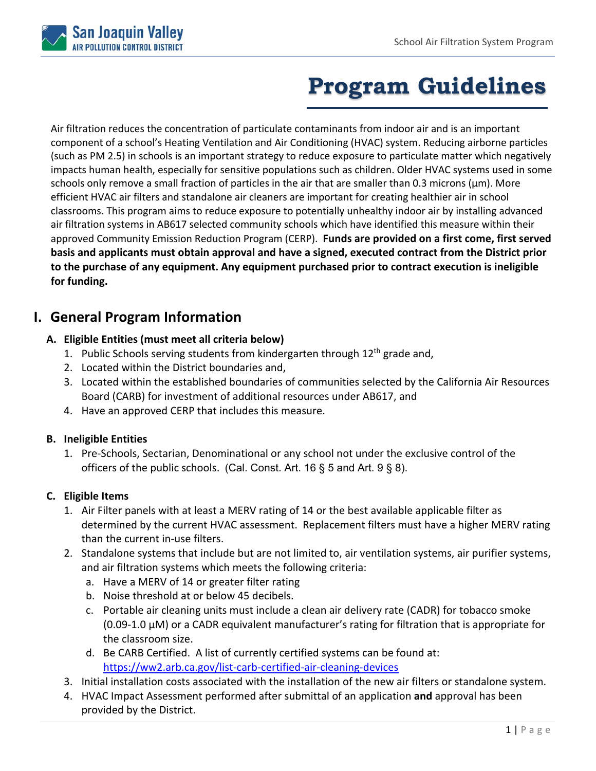# Program Guidelines

Air filtration reduces the concentration of particulate contaminants from indoor air and is an important component of a school's Heating Ventilation and Air Conditioning (HVAC) system. Reducing airborne particles (such as PM 2.5) in schools is an important strategy to reduce exposure to particulate matter which negatively impacts human health, especially for sensitive populations such as children. Older HVAC systems used in some schools only remove a small fraction of particles in the air that are smaller than 0.3 microns (µm). More efficient HVAC air filters and standalone air cleaners are important for creating healthier air in school classrooms. This program aims to reduce exposure to potentially unhealthy indoor air by installing advanced air filtration systems in AB617 selected community schools which have identified this measure within their approved Community Emission Reduction Program (CERP). **Funds are provided on a first come, first served basis and applicants must obtain approval and have a signed, executed contract from the District prior to the purchase of any equipment. Any equipment purchased prior to contract execution is ineligible for funding.**

## I. General Program Information

### A. Eligible Entities (must meet all criteria below)

1. Public Schools serving students from kindergarten through 12th grade and,
2. Located within the District boundaries and,
3. Located within the established boundaries of communities selected by the California Air Resources Board (CARB) for investment of additional resources under AB617, and
4. Have an approved CERP that includes this measure.

### B. Ineligible Entities

1. Pre-Schools, Sectarian, Denominational or any school not under the exclusive control of the officers of the public schools. (Cal. Const. Art. 16 § 5 and Art. 9 § 8).

### C. Eligible Items

1. Air Filter panels with at least a MERV rating of 14 or the best available applicable filter as determined by the current HVAC assessment. Replacement filters must have a higher MERV rating than the current in-use filters.
2. Standalone systems that include but are not limited to, air ventilation systems, air purifier systems, and air filtration systems which meets the following criteria:
   a. Have a MERV of 14 or greater filter rating
   b. Noise threshold at or below 45 decibels.
   c. Portable air cleaning units must include a clean air delivery rate (CADR) for tobacco smoke (0.09-1.0 µM) or a CADR equivalent manufacturer's rating for filtration that is appropriate for the classroom size.
   d. Be CARB Certified. A list of currently certified systems can be found at: https://ww2.arb.ca.gov/list-carb-certified-air-cleaning-devices
3. Initial installation costs associated with the installation of the new air filters or standalone system.
4. HVAC Impact Assessment performed after submittal of an application **and** approval has been provided by the District.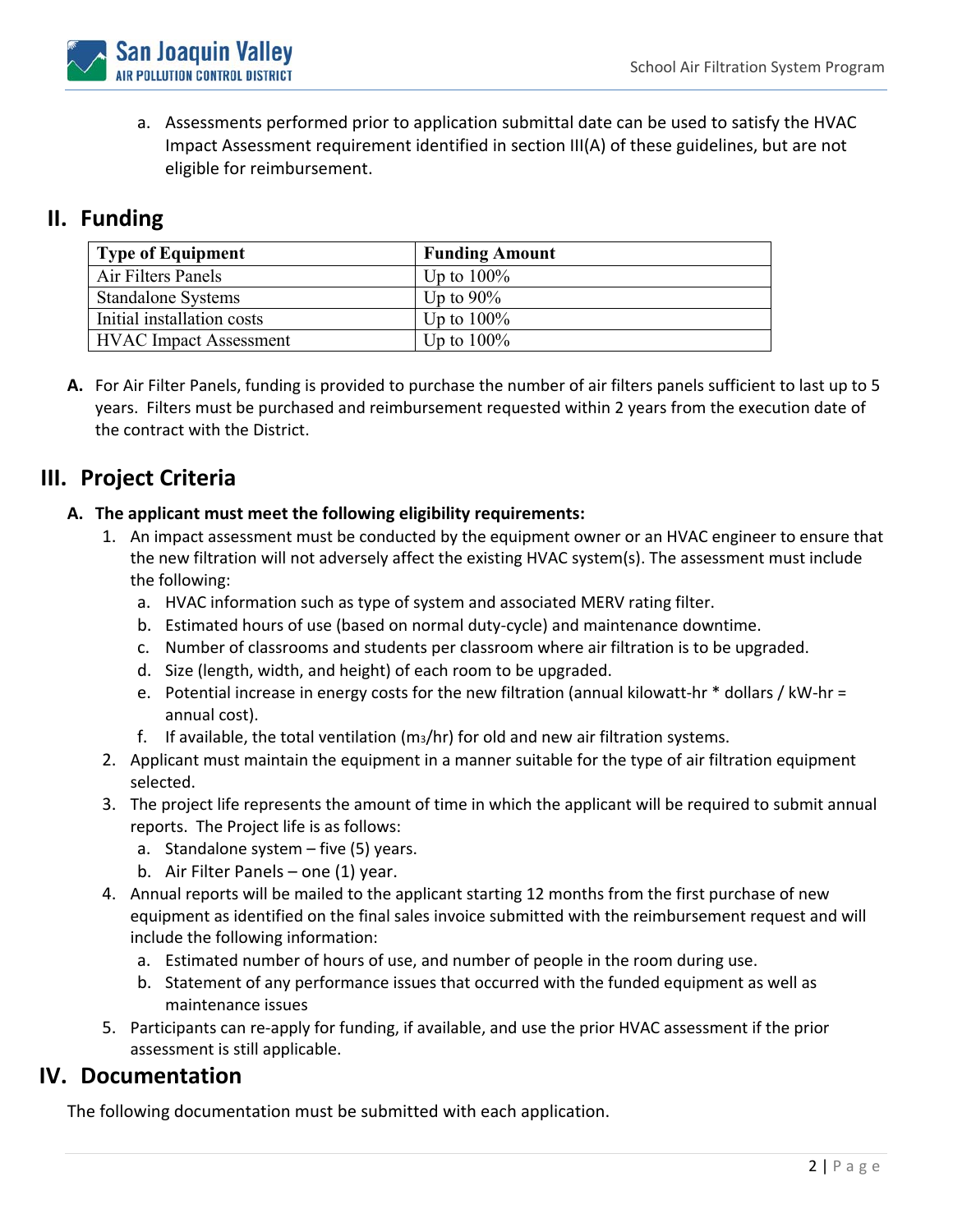a. Assessments performed prior to application submittal date can be used to satisfy the HVAC Impact Assessment requirement identified in section III(A) of these guidelines, but are not eligible for reimbursement.

## II. Funding

| Type of Equipment | Funding Amount |
|---|---|
| Air Filters Panels | Up to 100% |
| Standalone Systems | Up to 90% |
| Initial installation costs | Up to 100% |
| HVAC Impact Assessment | Up to 100% |

**A.** For Air Filter Panels, funding is provided to purchase the number of air filters panels sufficient to last up to 5 years. Filters must be purchased and reimbursement requested within 2 years from the execution date of the contract with the District.

## III. Project Criteria

**A. The applicant must meet the following eligibility requirements:**

1. An impact assessment must be conducted by the equipment owner or an HVAC engineer to ensure that the new filtration will not adversely affect the existing HVAC system(s). The assessment must include the following:
   a. HVAC information such as type of system and associated MERV rating filter.
   b. Estimated hours of use (based on normal duty-cycle) and maintenance downtime.
   c. Number of classrooms and students per classroom where air filtration is to be upgraded.
   d. Size (length, width, and height) of each room to be upgraded.
   e. Potential increase in energy costs for the new filtration (annual kilowatt-hr * dollars / kW-hr = annual cost).
   f. If available, the total ventilation ($m^3$/hr) for old and new air filtration systems.
2. Applicant must maintain the equipment in a manner suitable for the type of air filtration equipment selected.
3. The project life represents the amount of time in which the applicant will be required to submit annual reports. The Project life is as follows:
   a. Standalone system – five (5) years.
   b. Air Filter Panels – one (1) year.
4. Annual reports will be mailed to the applicant starting 12 months from the first purchase of new equipment as identified on the final sales invoice submitted with the reimbursement request and will include the following information:
   a. Estimated number of hours of use, and number of people in the room during use.
   b. Statement of any performance issues that occurred with the funded equipment as well as maintenance issues
5. Participants can re-apply for funding, if available, and use the prior HVAC assessment if the prior assessment is still applicable.

## IV. Documentation

The following documentation must be submitted with each application.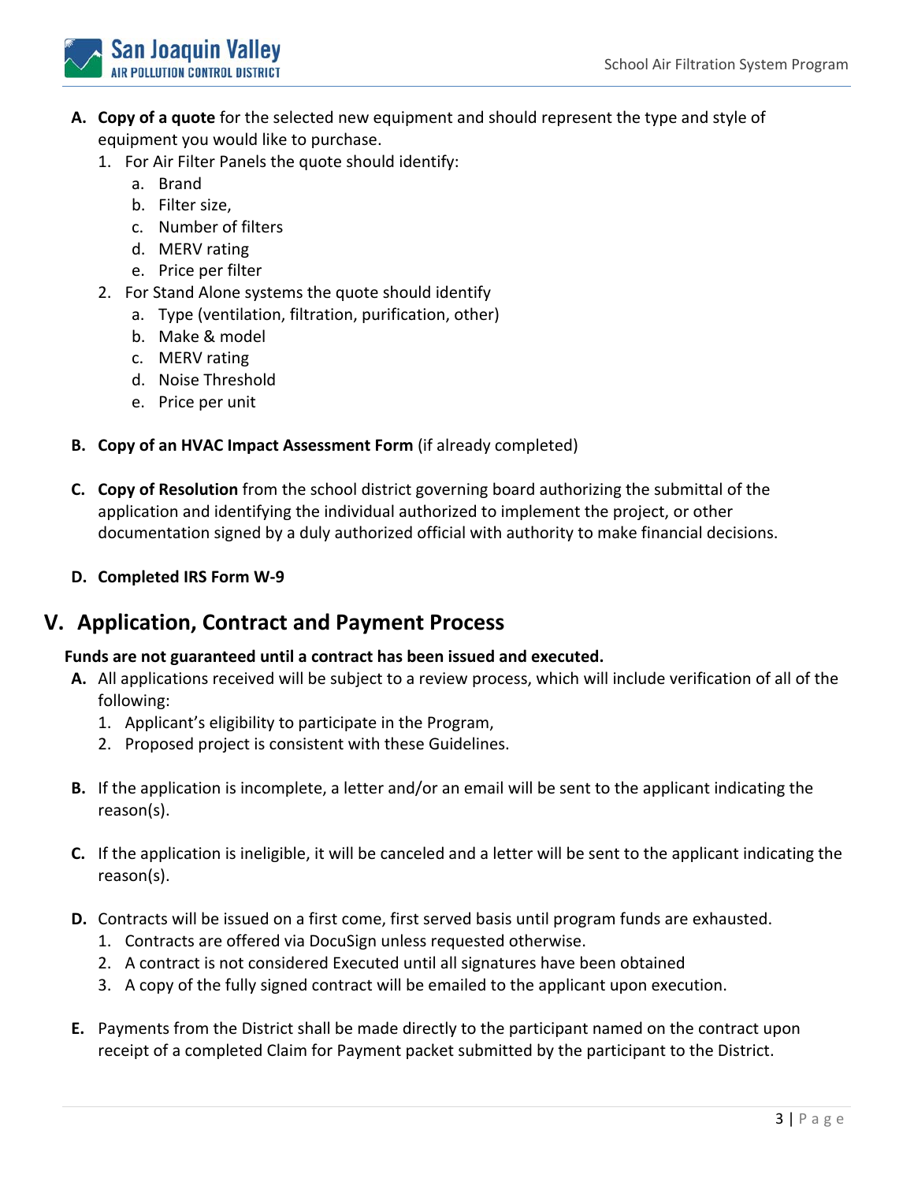A. **Copy of a quote** for the selected new equipment and should represent the type and style of equipment you would like to purchase.
   1. For Air Filter Panels the quote should identify:
      a. Brand
      b. Filter size,
      c. Number of filters
      d. MERV rating
      e. Price per filter
   2. For Stand Alone systems the quote should identify
      a. Type (ventilation, filtration, purification, other)
      b. Make & model
      c. MERV rating
      d. Noise Threshold
      e. Price per unit

B. **Copy of an HVAC Impact Assessment Form** (if already completed)

C. **Copy of Resolution** from the school district governing board authorizing the submittal of the application and identifying the individual authorized to implement the project, or other documentation signed by a duly authorized official with authority to make financial decisions.

D. **Completed IRS Form W-9**

## V. Application, Contract and Payment Process

**Funds are not guaranteed until a contract has been issued and executed.**

A. All applications received will be subject to a review process, which will include verification of all of the following:
   1. Applicant's eligibility to participate in the Program,
   2. Proposed project is consistent with these Guidelines.

B. If the application is incomplete, a letter and/or an email will be sent to the applicant indicating the reason(s).

C. If the application is ineligible, it will be canceled and a letter will be sent to the applicant indicating the reason(s).

D. Contracts will be issued on a first come, first served basis until program funds are exhausted.
   1. Contracts are offered via DocuSign unless requested otherwise.
   2. A contract is not considered Executed until all signatures have been obtained
   3. A copy of the fully signed contract will be emailed to the applicant upon execution.

E. Payments from the District shall be made directly to the participant named on the contract upon receipt of a completed Claim for Payment packet submitted by the participant to the District.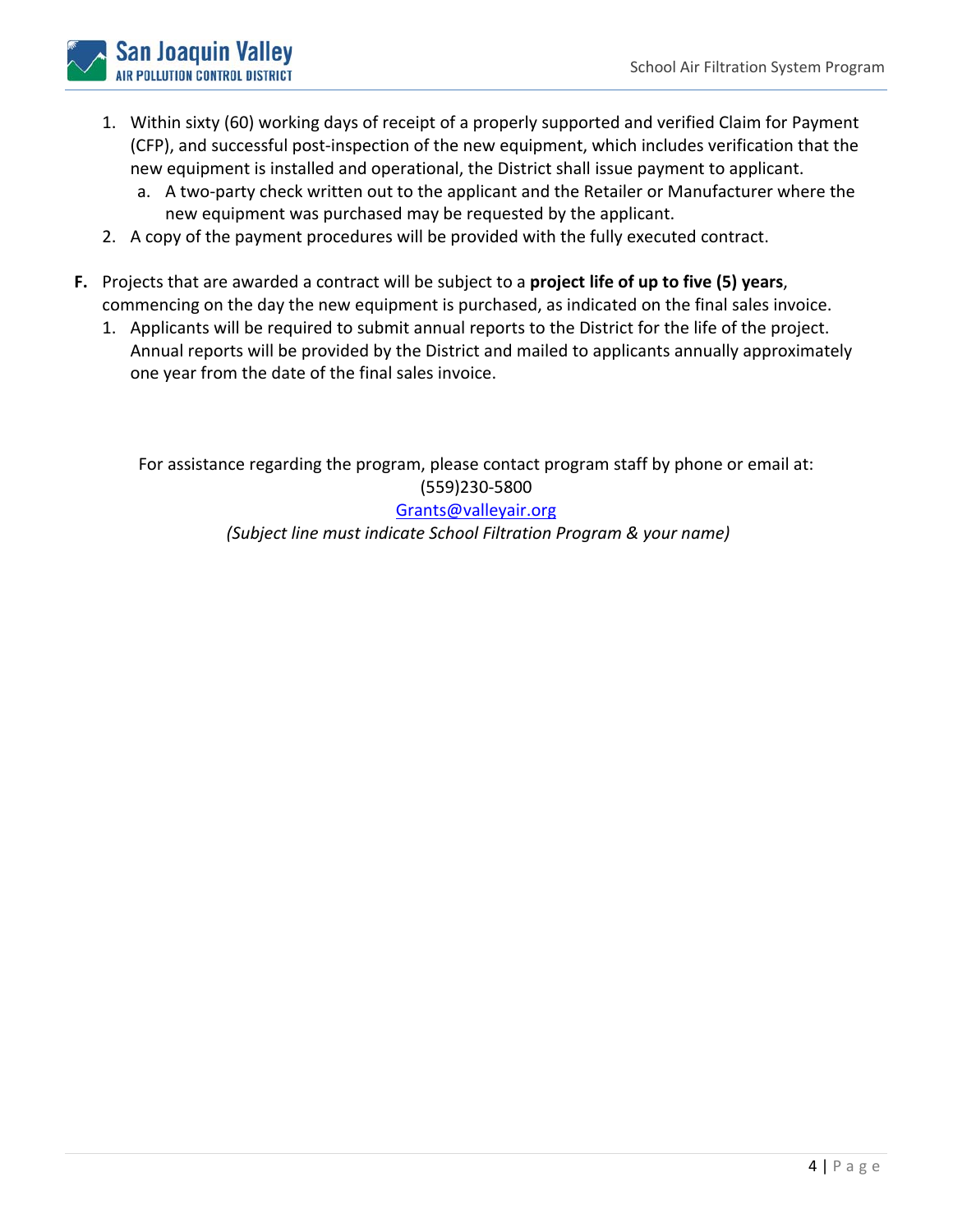1. Within sixty (60) working days of receipt of a properly supported and verified Claim for Payment (CFP), and successful post-inspection of the new equipment, which includes verification that the new equipment is installed and operational, the District shall issue payment to applicant.
   a. A two-party check written out to the applicant and the Retailer or Manufacturer where the new equipment was purchased may be requested by the applicant.
2. A copy of the payment procedures will be provided with the fully executed contract.

**F.** Projects that are awarded a contract will be subject to a **project life of up to five (5) years**, commencing on the day the new equipment is purchased, as indicated on the final sales invoice.

1. Applicants will be required to submit annual reports to the District for the life of the project. Annual reports will be provided by the District and mailed to applicants annually approximately one year from the date of the final sales invoice.

For assistance regarding the program, please contact program staff by phone or email at:
(559)230-5800
[Grants@valleyair.org](mailto:Grants@valleyair.org)
*(Subject line must indicate School Filtration Program & your name)*